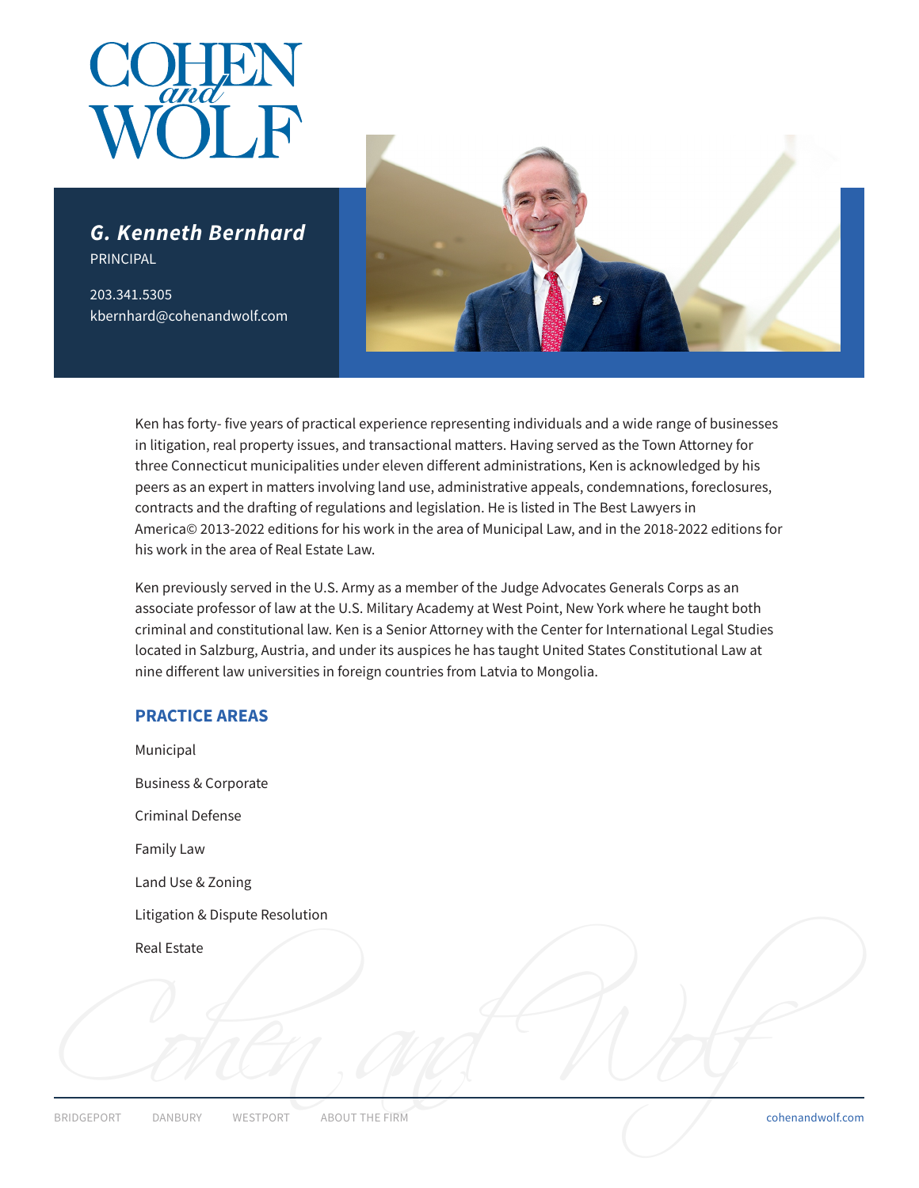# G. Kenneth Bernhard

PRINCIPAL

203.341.5305
kbernhard@cohenandwolf.com

Ken has forty- five years of practical experience representing individuals and a wide range of businesses in litigation, real property issues, and transactional matters. Having served as the Town Attorney for three Connecticut municipalities under eleven different administrations, Ken is acknowledged by his peers as an expert in matters involving land use, administrative appeals, condemnations, foreclosures, contracts and the drafting of regulations and legislation. He is listed in The Best Lawyers in America© 2013-2022 editions for his work in the area of Municipal Law, and in the 2018-2022 editions for his work in the area of Real Estate Law.

Ken previously served in the U.S. Army as a member of the Judge Advocates Generals Corps as an associate professor of law at the U.S. Military Academy at West Point, New York where he taught both criminal and constitutional law. Ken is a Senior Attorney with the Center for International Legal Studies located in Salzburg, Austria, and under its auspices he has taught United States Constitutional Law at nine different law universities in foreign countries from Latvia to Mongolia.

## PRACTICE AREAS

Municipal

Business & Corporate

Criminal Defense

Family Law

Land Use & Zoning

Litigation & Dispute Resolution

Real Estate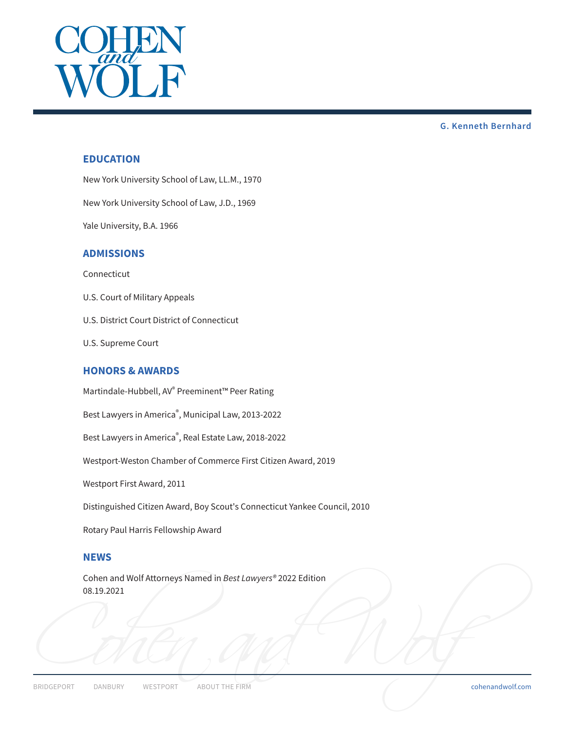G. Kenneth Bernhard

## EDUCATION

New York University School of Law, LL.M., 1970

New York University School of Law, J.D., 1969

Yale University, B.A. 1966

## ADMISSIONS

Connecticut

U.S. Court of Military Appeals

U.S. District Court District of Connecticut

U.S. Supreme Court

## HONORS & AWARDS

Martindale-Hubbell, AV® Preeminent™ Peer Rating

Best Lawyers in America®, Municipal Law, 2013-2022

Best Lawyers in America®, Real Estate Law, 2018-2022

Westport-Weston Chamber of Commerce First Citizen Award, 2019

Westport First Award, 2011

Distinguished Citizen Award, Boy Scout's Connecticut Yankee Council, 2010

Rotary Paul Harris Fellowship Award

## NEWS

Cohen and Wolf Attorneys Named in *Best Lawyers®* 2022 Edition
08.19.2021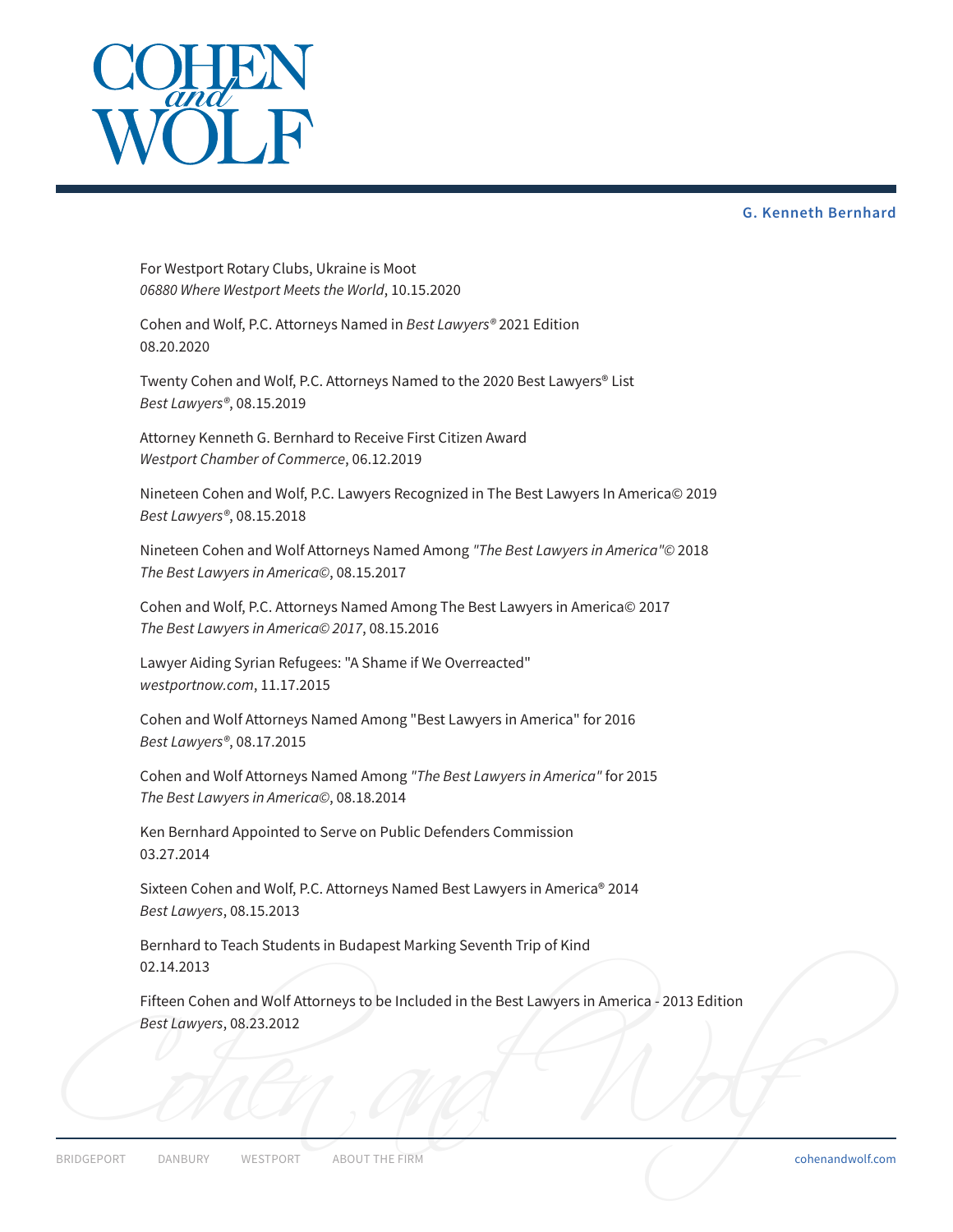For Westport Rotary Clubs, Ukraine is Moot
*06880 Where Westport Meets the World*, 10.15.2020

Cohen and Wolf, P.C. Attorneys Named in *Best Lawyers®* 2021 Edition
08.20.2020

Twenty Cohen and Wolf, P.C. Attorneys Named to the 2020 Best Lawyers® List
*Best Lawyers®*, 08.15.2019

Attorney Kenneth G. Bernhard to Receive First Citizen Award
*Westport Chamber of Commerce*, 06.12.2019

Nineteen Cohen and Wolf, P.C. Lawyers Recognized in The Best Lawyers In America© 2019
*Best Lawyers®*, 08.15.2018

Nineteen Cohen and Wolf Attorneys Named Among *"The Best Lawyers in America"©* 2018
*The Best Lawyers in America©*, 08.15.2017

Cohen and Wolf, P.C. Attorneys Named Among The Best Lawyers in America© 2017
*The Best Lawyers in America© 2017*, 08.15.2016

Lawyer Aiding Syrian Refugees: "A Shame if We Overreacted"
*westportnow.com*, 11.17.2015

Cohen and Wolf Attorneys Named Among "Best Lawyers in America" for 2016
*Best Lawyers®*, 08.17.2015

Cohen and Wolf Attorneys Named Among *"The Best Lawyers in America"* for 2015
*The Best Lawyers in America©*, 08.18.2014

Ken Bernhard Appointed to Serve on Public Defenders Commission
03.27.2014

Sixteen Cohen and Wolf, P.C. Attorneys Named Best Lawyers in America® 2014
*Best Lawyers*, 08.15.2013

Bernhard to Teach Students in Budapest Marking Seventh Trip of Kind
02.14.2013

Fifteen Cohen and Wolf Attorneys to be Included in the Best Lawyers in America - 2013 Edition
*Best Lawyers*, 08.23.2012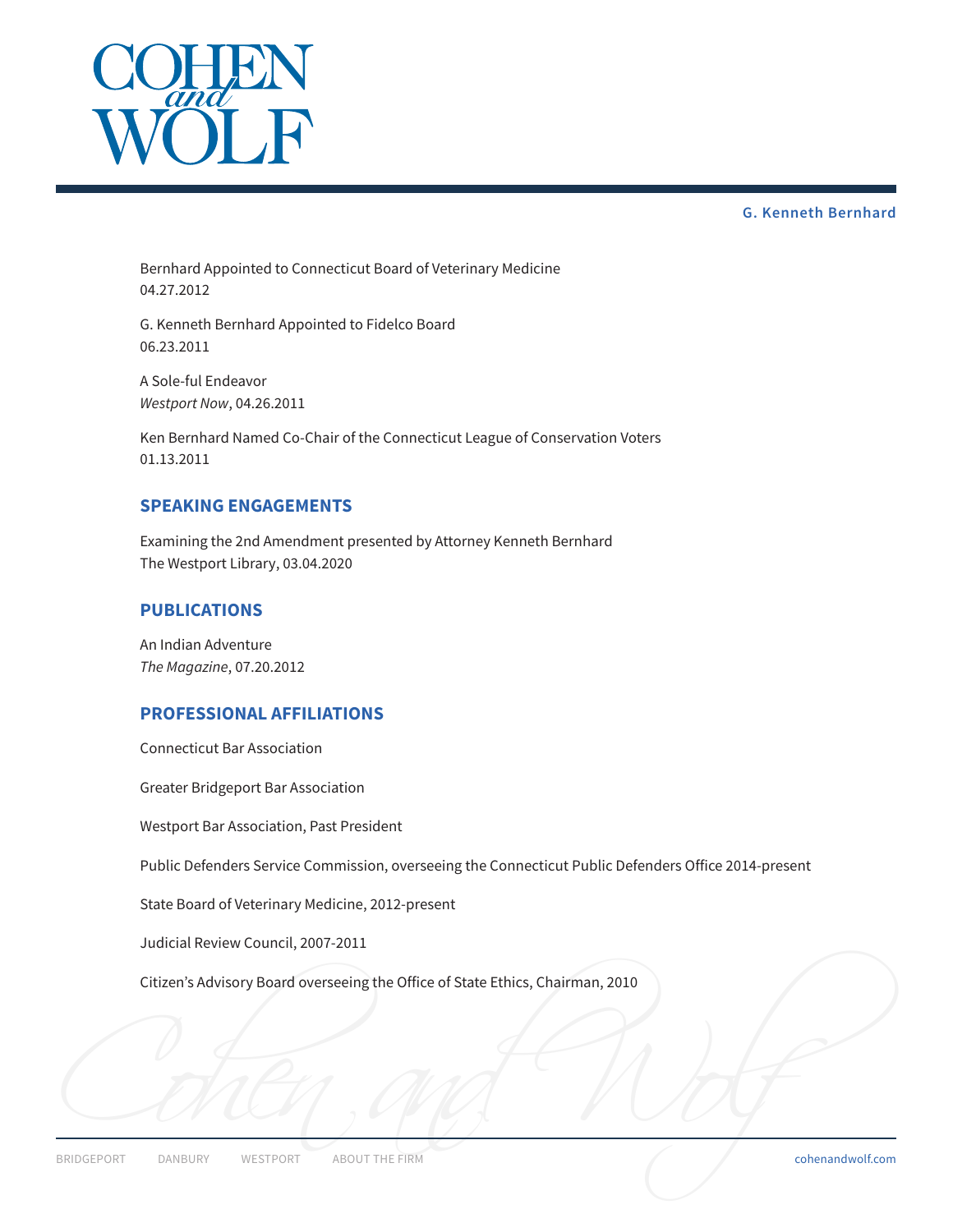Bernhard Appointed to Connecticut Board of Veterinary Medicine
04.27.2012

G. Kenneth Bernhard Appointed to Fidelco Board
06.23.2011

A Sole-ful Endeavor
*Westport Now*, 04.26.2011

Ken Bernhard Named Co-Chair of the Connecticut League of Conservation Voters
01.13.2011

## SPEAKING ENGAGEMENTS

Examining the 2nd Amendment presented by Attorney Kenneth Bernhard
The Westport Library, 03.04.2020

## PUBLICATIONS

An Indian Adventure
*The Magazine*, 07.20.2012

## PROFESSIONAL AFFILIATIONS

Connecticut Bar Association

Greater Bridgeport Bar Association

Westport Bar Association, Past President

Public Defenders Service Commission, overseeing the Connecticut Public Defenders Office 2014-present

State Board of Veterinary Medicine, 2012-present

Judicial Review Council, 2007-2011

Citizen's Advisory Board overseeing the Office of State Ethics, Chairman, 2010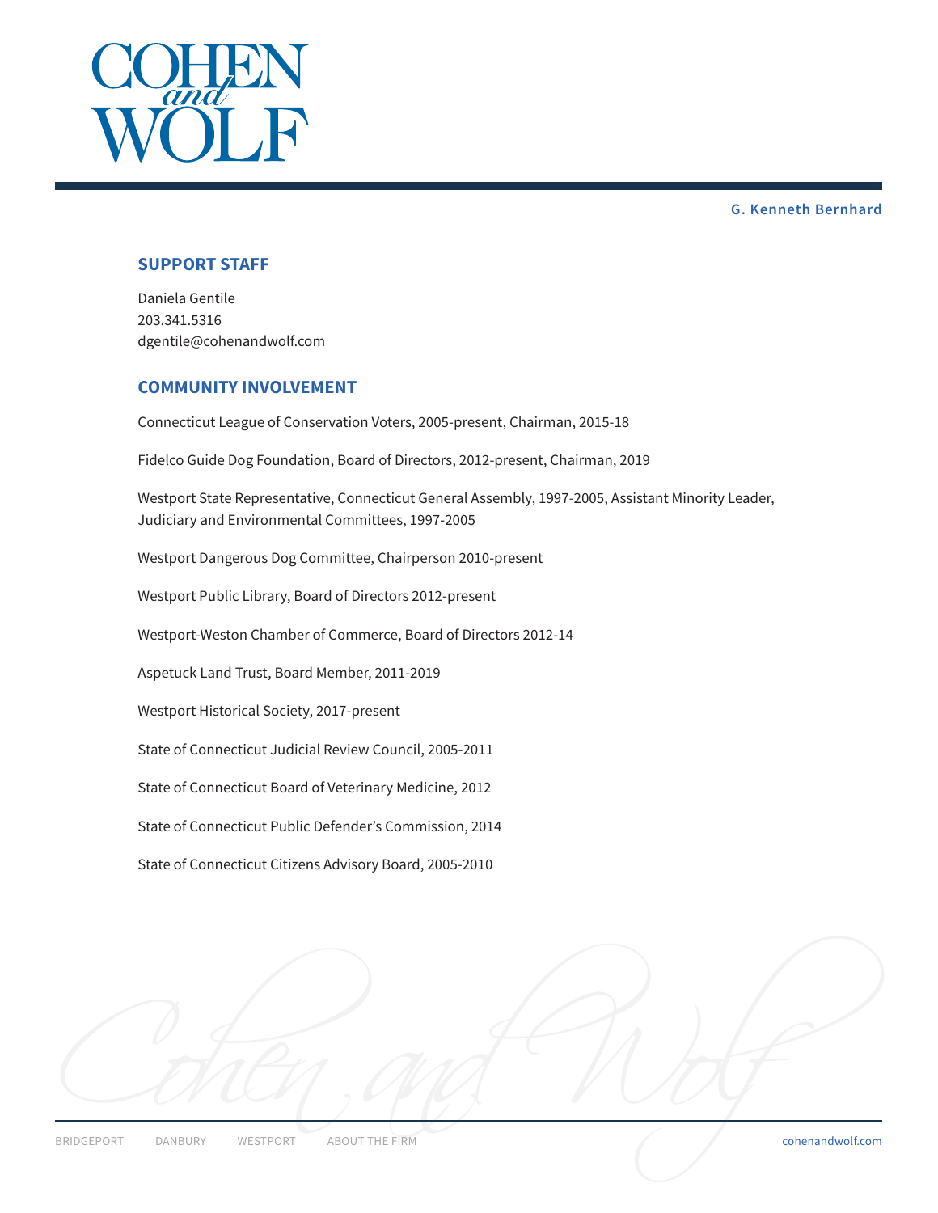## SUPPORT STAFF

Daniela Gentile
203.341.5316
dgentile@cohenandwolf.com

## COMMUNITY INVOLVEMENT

Connecticut League of Conservation Voters, 2005-present, Chairman, 2015-18

Fidelco Guide Dog Foundation, Board of Directors, 2012-present, Chairman, 2019

Westport State Representative, Connecticut General Assembly, 1997-2005, Assistant Minority Leader, Judiciary and Environmental Committees, 1997-2005

Westport Dangerous Dog Committee, Chairperson 2010-present

Westport Public Library, Board of Directors 2012-present

Westport-Weston Chamber of Commerce, Board of Directors 2012-14

Aspetuck Land Trust, Board Member, 2011-2019

Westport Historical Society, 2017-present

State of Connecticut Judicial Review Council, 2005-2011

State of Connecticut Board of Veterinary Medicine, 2012

State of Connecticut Public Defender's Commission, 2014

State of Connecticut Citizens Advisory Board, 2005-2010